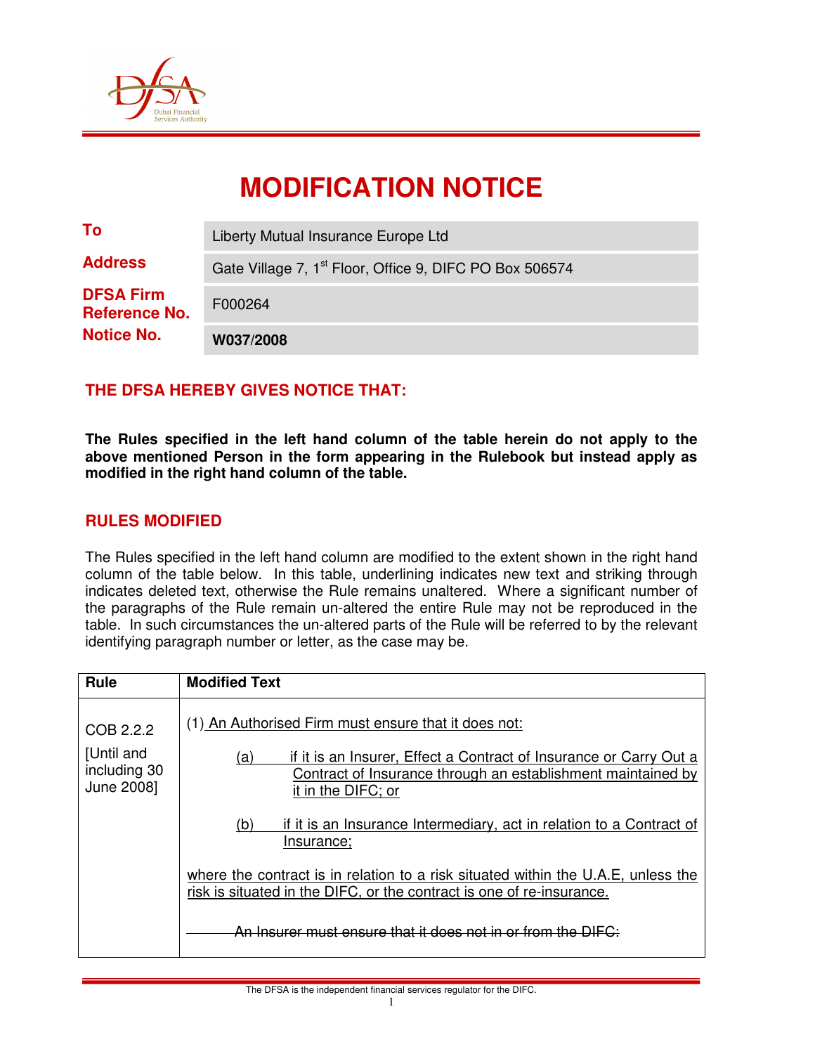# MODIFICATION NOTICE

| | |
|---|---|
| **To** | Liberty Mutual Insurance Europe Ltd |
| **Address** | Gate Village 7, 1st Floor, Office 9, DIFC PO Box 506574 |
| **DFSA Firm Reference No.** | F000264 |
| **Notice No.** | **W037/2008** |

## THE DFSA HEREBY GIVES NOTICE THAT:

**The Rules specified in the left hand column of the table herein do not apply to the above mentioned Person in the form appearing in the Rulebook but instead apply as modified in the right hand column of the table.**

## RULES MODIFIED

The Rules specified in the left hand column are modified to the extent shown in the right hand column of the table below. In this table, underlining indicates new text and striking through indicates deleted text, otherwise the Rule remains unaltered. Where a significant number of the paragraphs of the Rule remain un-altered the entire Rule may not be reproduced in the table. In such circumstances the un-altered parts of the Rule will be referred to by the relevant identifying paragraph number or letter, as the case may be.

| Rule | Modified Text |
|---|---|
| COB 2.2.2 [Until and including 30 June 2008] | <u>(1) An Authorised Firm must ensure that it does not:</u><br><br><u>(a) if it is an Insurer, Effect a Contract of Insurance or Carry Out a Contract of Insurance through an establishment maintained by it in the DIFC; or</u><br><br><u>(b) if it is an Insurance Intermediary, act in relation to a Contract of Insurance;</u><br><br><u>where the contract is in relation to a risk situated within the U.A.E, unless the risk is situated in the DIFC, or the contract is one of re-insurance.</u><br><br>~~An Insurer must ensure that it does not in or from the DIFC:~~ |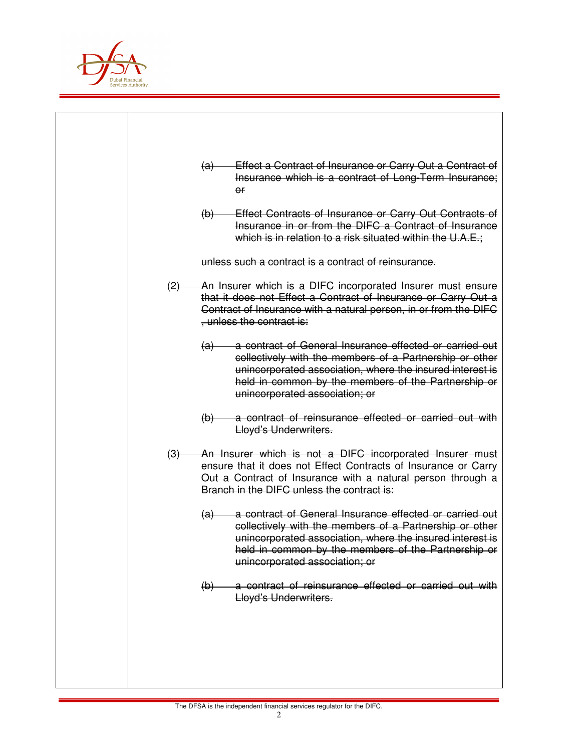| | |
|---|---|
| | ~~(a) Effect a Contract of Insurance or Carry Out a Contract of Insurance which is a contract of Long-Term Insurance; or~~<br><br>~~(b) Effect Contracts of Insurance or Carry Out Contracts of Insurance in or from the DIFC a Contract of Insurance which is in relation to a risk situated within the U.A.E.;~~<br><br>~~unless such a contract is a contract of reinsurance.~~<br><br>~~(2) An Insurer which is a DIFC incorporated Insurer must ensure that it does not Effect a Contract of Insurance or Carry Out a Contract of Insurance with a natural person, in or from the DIFC , unless the contract is:~~<br><br>~~(a) a contract of General Insurance effected or carried out collectively with the members of a Partnership or other unincorporated association, where the insured interest is held in common by the members of the Partnership or unincorporated association; or~~<br><br>~~(b) a contract of reinsurance effected or carried out with Lloyd's Underwriters.~~<br><br>~~(3) An Insurer which is not a DIFC incorporated Insurer must ensure that it does not Effect Contracts of Insurance or Carry Out a Contract of Insurance with a natural person through a Branch in the DIFC unless the contract is:~~<br><br>~~(a) a contract of General Insurance effected or carried out collectively with the members of a Partnership or other unincorporated association, where the insured interest is held in common by the members of the Partnership or unincorporated association; or~~<br><br>~~(b) a contract of reinsurance effected or carried out with Lloyd's Underwriters.~~ |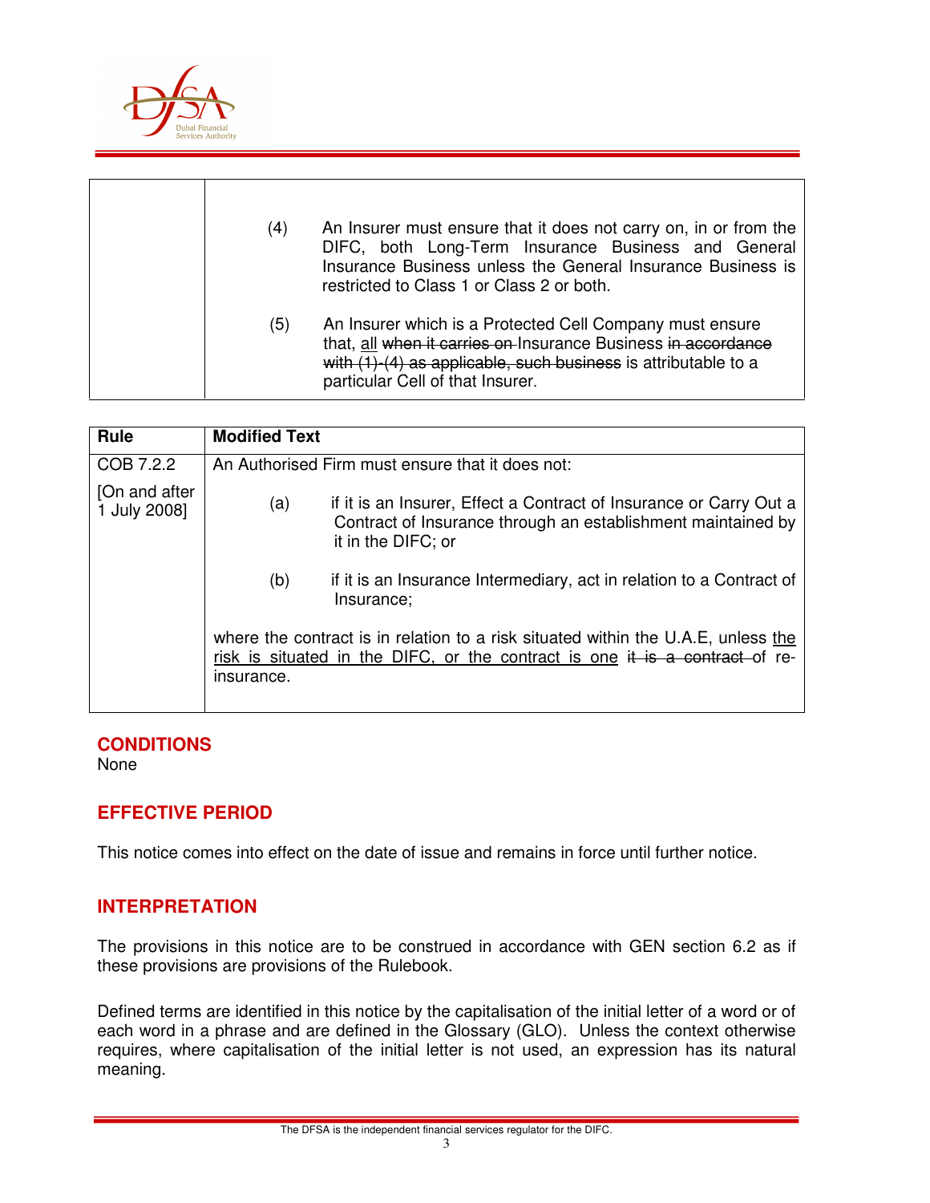| | |
|---|---|
| | (4) An Insurer must ensure that it does not carry on, in or from the DIFC, both Long-Term Insurance Business and General Insurance Business unless the General Insurance Business is restricted to Class 1 or Class 2 or both.<br><br>(5) An Insurer which is a Protected Cell Company must ensure that, <u>all</u> ~~when it carries on~~ Insurance Business ~~in accordance with (1)-(4) as applicable, such business~~ is attributable to a particular Cell of that Insurer. |

| Rule | Modified Text |
|---|---|
| COB 7.2.2<br><br>[On and after 1 July 2008] | An Authorised Firm must ensure that it does not:<br><br>(a) if it is an Insurer, Effect a Contract of Insurance or Carry Out a Contract of Insurance through an establishment maintained by it in the DIFC; or<br><br>(b) if it is an Insurance Intermediary, act in relation to a Contract of Insurance;<br><br>where the contract is in relation to a risk situated within the U.A.E, unless <u>the risk is situated in the DIFC, or the contract is one</u> ~~it is a contract~~ of re-insurance. |

## CONDITIONS

None

## EFFECTIVE PERIOD

This notice comes into effect on the date of issue and remains in force until further notice.

## INTERPRETATION

The provisions in this notice are to be construed in accordance with GEN section 6.2 as if these provisions are provisions of the Rulebook.

Defined terms are identified in this notice by the capitalisation of the initial letter of a word or of each word in a phrase and are defined in the Glossary (GLO). Unless the context otherwise requires, where capitalisation of the initial letter is not used, an expression has its natural meaning.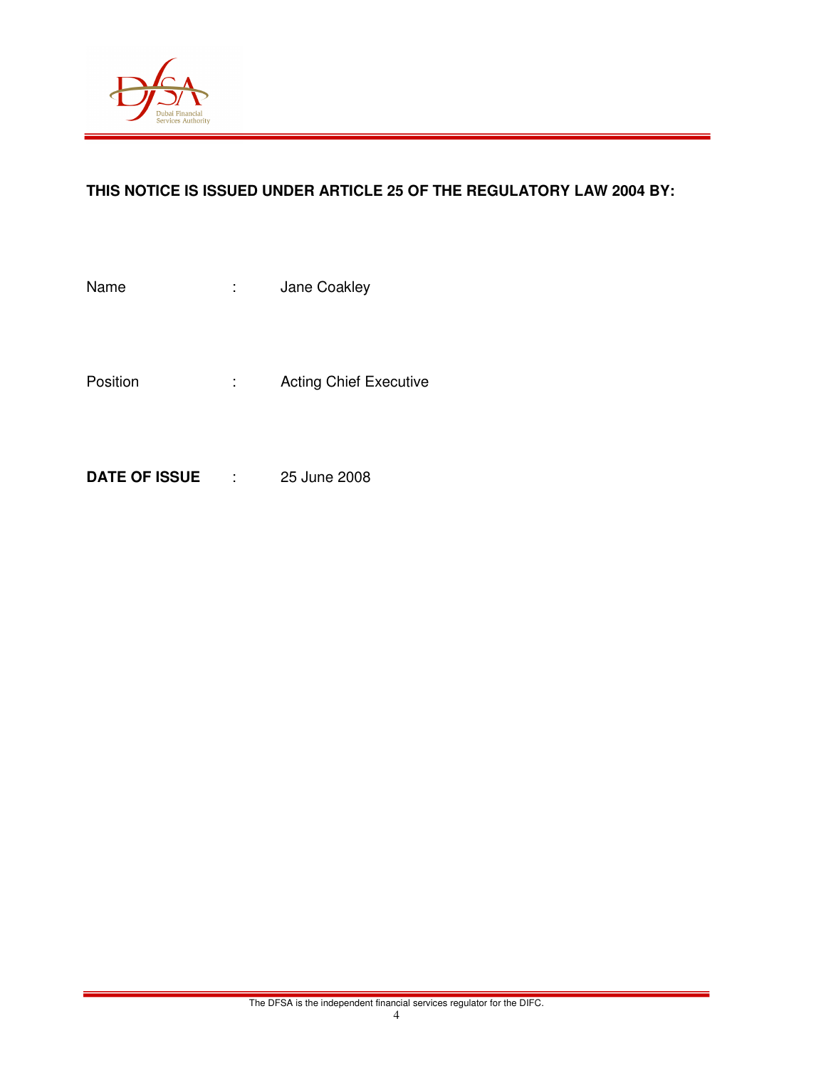**THIS NOTICE IS ISSUED UNDER ARTICLE 25 OF THE REGULATORY LAW 2004 BY:**

| | | |
|---|---|---|
| Name | : | Jane Coakley |
| Position | : | Acting Chief Executive |
| **DATE OF ISSUE** | : | 25 June 2008 |